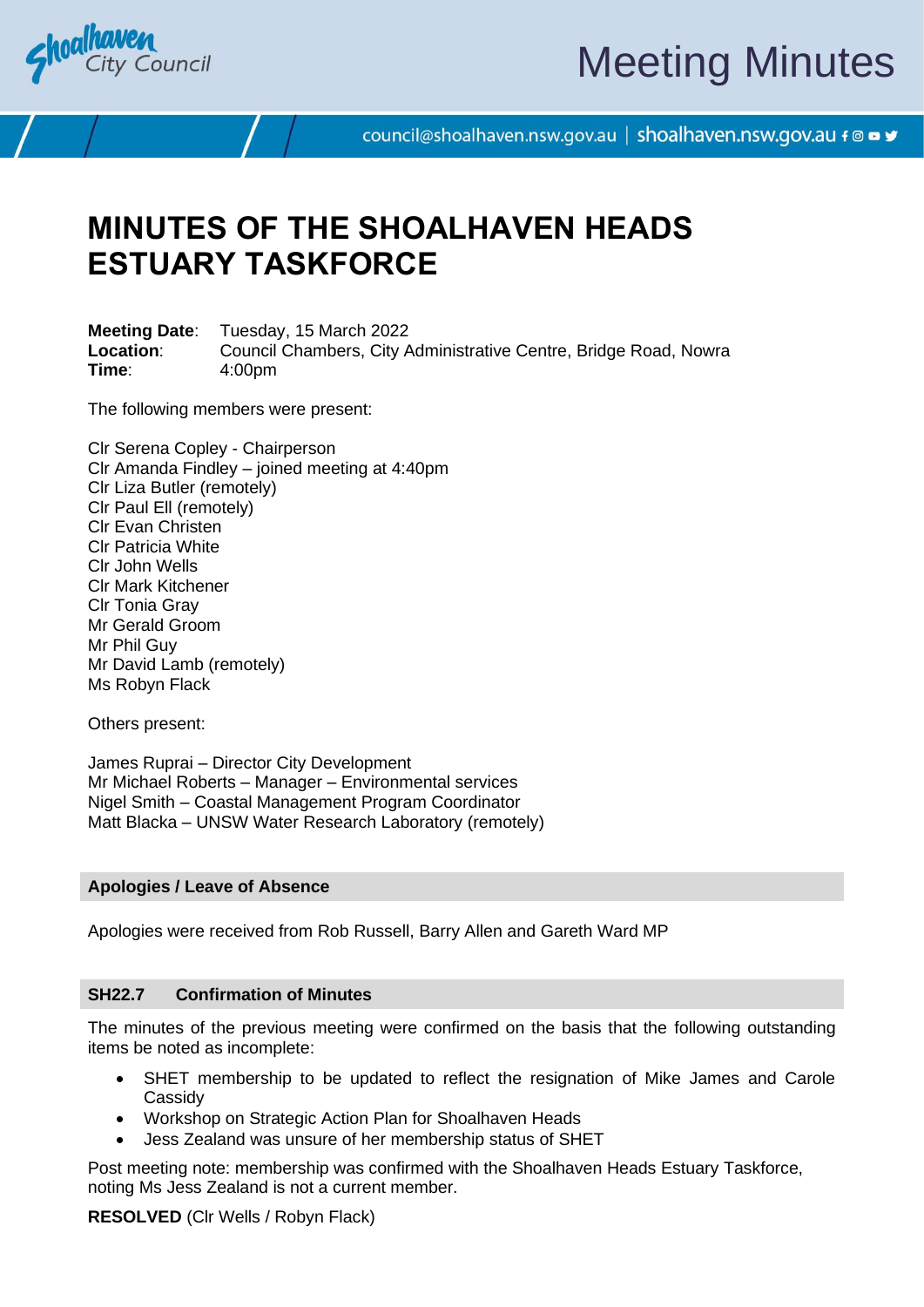# MINUTES OF THE SHOALHAVEN HEADS ESTUARY TASKFORCE

**Meeting Date**: Tuesday, 15 March 2022
**Location**: Council Chambers, City Administrative Centre, Bridge Road, Nowra
**Time**: 4:00pm

The following members were present:

Clr Serena Copley - Chairperson
Clr Amanda Findley – joined meeting at 4:40pm
Clr Liza Butler (remotely)
Clr Paul Ell (remotely)
Clr Evan Christen
Clr Patricia White
Clr John Wells
Clr Mark Kitchener
Clr Tonia Gray
Mr Gerald Groom
Mr Phil Guy
Mr David Lamb (remotely)
Ms Robyn Flack

Others present:

James Ruprai – Director City Development
Mr Michael Roberts – Manager – Environmental services
Nigel Smith – Coastal Management Program Coordinator
Matt Blacka – UNSW Water Research Laboratory (remotely)

## Apologies / Leave of Absence

Apologies were received from Rob Russell, Barry Allen and Gareth Ward MP

## SH22.7 Confirmation of Minutes

The minutes of the previous meeting were confirmed on the basis that the following outstanding items be noted as incomplete:

- SHET membership to be updated to reflect the resignation of Mike James and Carole Cassidy
- Workshop on Strategic Action Plan for Shoalhaven Heads
- Jess Zealand was unsure of her membership status of SHET

Post meeting note: membership was confirmed with the Shoalhaven Heads Estuary Taskforce, noting Ms Jess Zealand is not a current member.

**RESOLVED** (Clr Wells / Robyn Flack)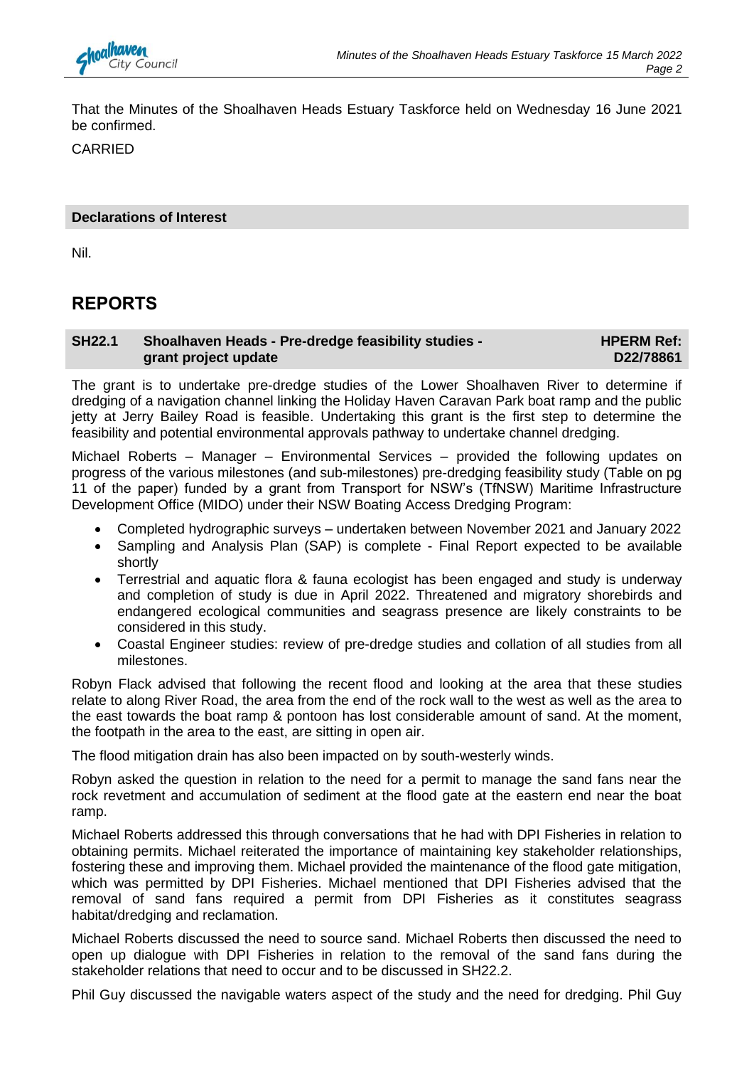That the Minutes of the Shoalhaven Heads Estuary Taskforce held on Wednesday 16 June 2021 be confirmed.

CARRIED

**Declarations of Interest**

Nil.

# REPORTS

**SH22.1 Shoalhaven Heads - Pre-dredge feasibility studies - grant project update** **HPERM Ref: D22/78861**

The grant is to undertake pre-dredge studies of the Lower Shoalhaven River to determine if dredging of a navigation channel linking the Holiday Haven Caravan Park boat ramp and the public jetty at Jerry Bailey Road is feasible. Undertaking this grant is the first step to determine the feasibility and potential environmental approvals pathway to undertake channel dredging.

Michael Roberts – Manager – Environmental Services – provided the following updates on progress of the various milestones (and sub-milestones) pre-dredging feasibility study (Table on pg 11 of the paper) funded by a grant from Transport for NSW's (TfNSW) Maritime Infrastructure Development Office (MIDO) under their NSW Boating Access Dredging Program:

- Completed hydrographic surveys – undertaken between November 2021 and January 2022
- Sampling and Analysis Plan (SAP) is complete - Final Report expected to be available shortly
- Terrestrial and aquatic flora & fauna ecologist has been engaged and study is underway and completion of study is due in April 2022. Threatened and migratory shorebirds and endangered ecological communities and seagrass presence are likely constraints to be considered in this study.
- Coastal Engineer studies: review of pre-dredge studies and collation of all studies from all milestones.

Robyn Flack advised that following the recent flood and looking at the area that these studies relate to along River Road, the area from the end of the rock wall to the west as well as the area to the east towards the boat ramp & pontoon has lost considerable amount of sand. At the moment, the footpath in the area to the east, are sitting in open air.

The flood mitigation drain has also been impacted on by south-westerly winds.

Robyn asked the question in relation to the need for a permit to manage the sand fans near the rock revetment and accumulation of sediment at the flood gate at the eastern end near the boat ramp.

Michael Roberts addressed this through conversations that he had with DPI Fisheries in relation to obtaining permits. Michael reiterated the importance of maintaining key stakeholder relationships, fostering these and improving them. Michael provided the maintenance of the flood gate mitigation, which was permitted by DPI Fisheries. Michael mentioned that DPI Fisheries advised that the removal of sand fans required a permit from DPI Fisheries as it constitutes seagrass habitat/dredging and reclamation.

Michael Roberts discussed the need to source sand. Michael Roberts then discussed the need to open up dialogue with DPI Fisheries in relation to the removal of the sand fans during the stakeholder relations that need to occur and to be discussed in SH22.2.

Phil Guy discussed the navigable waters aspect of the study and the need for dredging. Phil Guy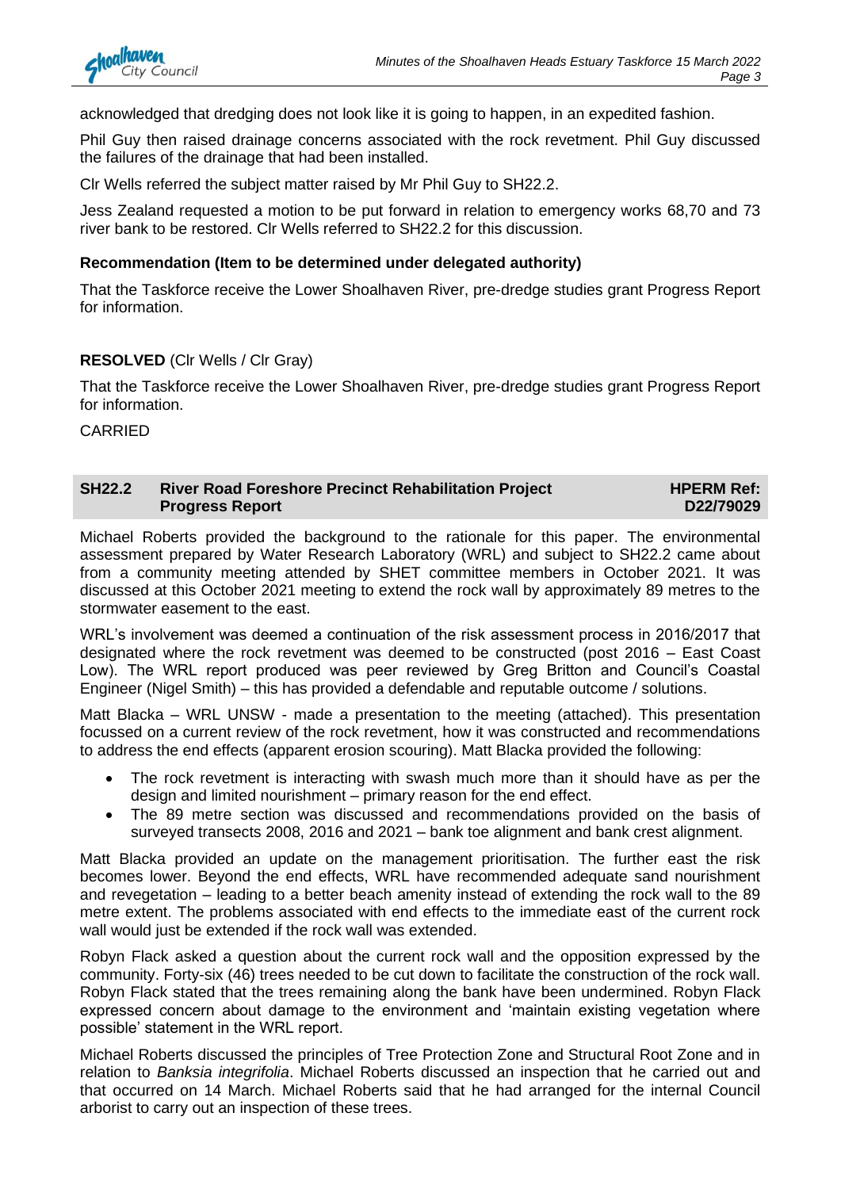acknowledged that dredging does not look like it is going to happen, in an expedited fashion.

Phil Guy then raised drainage concerns associated with the rock revetment. Phil Guy discussed the failures of the drainage that had been installed.

Clr Wells referred the subject matter raised by Mr Phil Guy to SH22.2.

Jess Zealand requested a motion to be put forward in relation to emergency works 68,70 and 73 river bank to be restored. Clr Wells referred to SH22.2 for this discussion.

**Recommendation (Item to be determined under delegated authority)**

That the Taskforce receive the Lower Shoalhaven River, pre-dredge studies grant Progress Report for information.

**RESOLVED** (Clr Wells / Clr Gray)

That the Taskforce receive the Lower Shoalhaven River, pre-dredge studies grant Progress Report for information.

CARRIED

## SH22.2 River Road Foreshore Precinct Rehabilitation Project Progress Report

**HPERM Ref: D22/79029**

Michael Roberts provided the background to the rationale for this paper. The environmental assessment prepared by Water Research Laboratory (WRL) and subject to SH22.2 came about from a community meeting attended by SHET committee members in October 2021. It was discussed at this October 2021 meeting to extend the rock wall by approximately 89 metres to the stormwater easement to the east.

WRL's involvement was deemed a continuation of the risk assessment process in 2016/2017 that designated where the rock revetment was deemed to be constructed (post 2016 – East Coast Low). The WRL report produced was peer reviewed by Greg Britton and Council's Coastal Engineer (Nigel Smith) – this has provided a defendable and reputable outcome / solutions.

Matt Blacka – WRL UNSW - made a presentation to the meeting (attached). This presentation focussed on a current review of the rock revetment, how it was constructed and recommendations to address the end effects (apparent erosion scouring). Matt Blacka provided the following:

- The rock revetment is interacting with swash much more than it should have as per the design and limited nourishment – primary reason for the end effect.
- The 89 metre section was discussed and recommendations provided on the basis of surveyed transects 2008, 2016 and 2021 – bank toe alignment and bank crest alignment.

Matt Blacka provided an update on the management prioritisation. The further east the risk becomes lower. Beyond the end effects, WRL have recommended adequate sand nourishment and revegetation – leading to a better beach amenity instead of extending the rock wall to the 89 metre extent. The problems associated with end effects to the immediate east of the current rock wall would just be extended if the rock wall was extended.

Robyn Flack asked a question about the current rock wall and the opposition expressed by the community. Forty-six (46) trees needed to be cut down to facilitate the construction of the rock wall. Robyn Flack stated that the trees remaining along the bank have been undermined. Robyn Flack expressed concern about damage to the environment and 'maintain existing vegetation where possible' statement in the WRL report.

Michael Roberts discussed the principles of Tree Protection Zone and Structural Root Zone and in relation to *Banksia integrifolia*. Michael Roberts discussed an inspection that he carried out and that occurred on 14 March. Michael Roberts said that he had arranged for the internal Council arborist to carry out an inspection of these trees.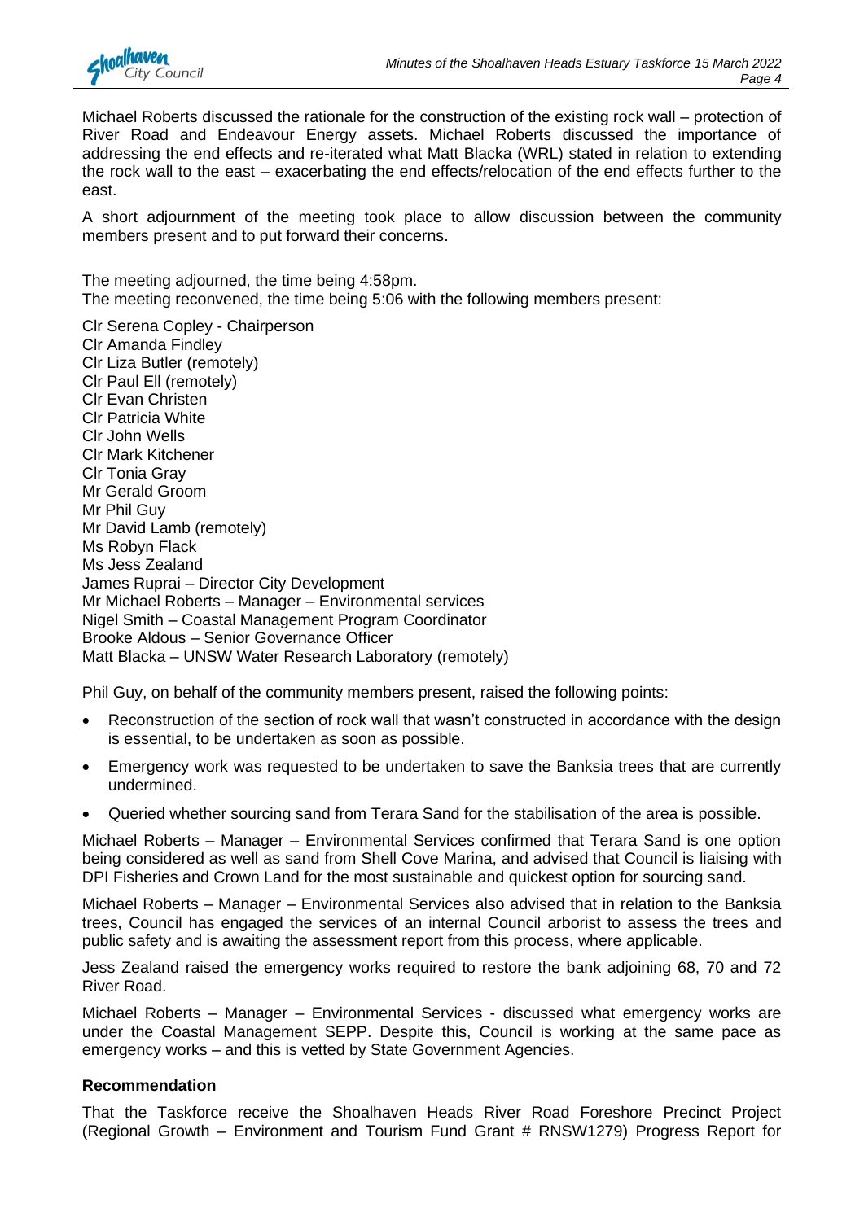Michael Roberts discussed the rationale for the construction of the existing rock wall – protection of River Road and Endeavour Energy assets. Michael Roberts discussed the importance of addressing the end effects and re-iterated what Matt Blacka (WRL) stated in relation to extending the rock wall to the east – exacerbating the end effects/relocation of the end effects further to the east.

A short adjournment of the meeting took place to allow discussion between the community members present and to put forward their concerns.

The meeting adjourned, the time being 4:58pm.
The meeting reconvened, the time being 5:06 with the following members present:

Clr Serena Copley - Chairperson
Clr Amanda Findley
Clr Liza Butler (remotely)
Clr Paul Ell (remotely)
Clr Evan Christen
Clr Patricia White
Clr John Wells
Clr Mark Kitchener
Clr Tonia Gray
Mr Gerald Groom
Mr Phil Guy
Mr David Lamb (remotely)
Ms Robyn Flack
Ms Jess Zealand
James Ruprai – Director City Development
Mr Michael Roberts – Manager – Environmental services
Nigel Smith – Coastal Management Program Coordinator
Brooke Aldous – Senior Governance Officer
Matt Blacka – UNSW Water Research Laboratory (remotely)

Phil Guy, on behalf of the community members present, raised the following points:

- Reconstruction of the section of rock wall that wasn't constructed in accordance with the design is essential, to be undertaken as soon as possible.
- Emergency work was requested to be undertaken to save the Banksia trees that are currently undermined.
- Queried whether sourcing sand from Terara Sand for the stabilisation of the area is possible.

Michael Roberts – Manager – Environmental Services confirmed that Terara Sand is one option being considered as well as sand from Shell Cove Marina, and advised that Council is liaising with DPI Fisheries and Crown Land for the most sustainable and quickest option for sourcing sand.

Michael Roberts – Manager – Environmental Services also advised that in relation to the Banksia trees, Council has engaged the services of an internal Council arborist to assess the trees and public safety and is awaiting the assessment report from this process, where applicable.

Jess Zealand raised the emergency works required to restore the bank adjoining 68, 70 and 72 River Road.

Michael Roberts – Manager – Environmental Services - discussed what emergency works are under the Coastal Management SEPP. Despite this, Council is working at the same pace as emergency works – and this is vetted by State Government Agencies.

**Recommendation**

That the Taskforce receive the Shoalhaven Heads River Road Foreshore Precinct Project (Regional Growth – Environment and Tourism Fund Grant # RNSW1279) Progress Report for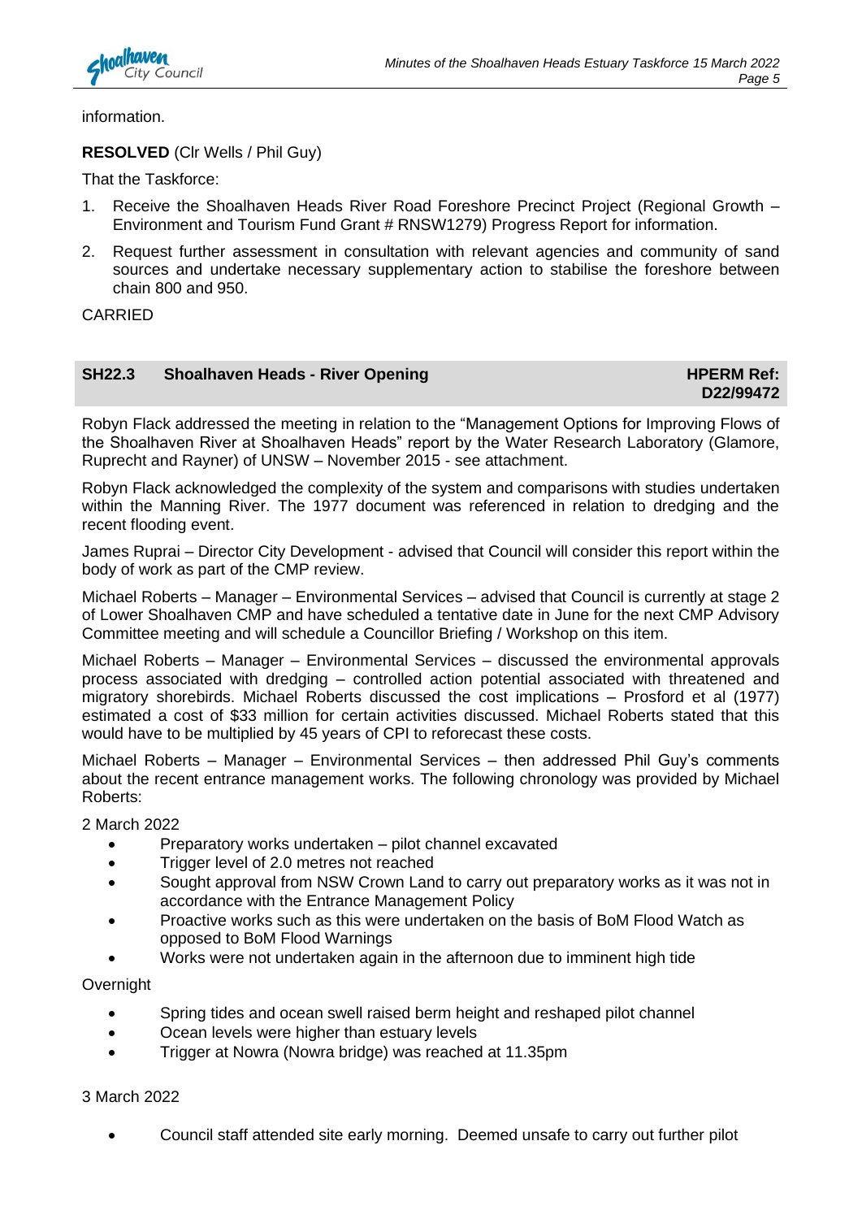information.

**RESOLVED** (Clr Wells / Phil Guy)

That the Taskforce:

1. Receive the Shoalhaven Heads River Road Foreshore Precinct Project (Regional Growth – Environment and Tourism Fund Grant # RNSW1279) Progress Report for information.
2. Request further assessment in consultation with relevant agencies and community of sand sources and undertake necessary supplementary action to stabilise the foreshore between chain 800 and 950.

CARRIED

## SH22.3 Shoalhaven Heads - River Opening — HPERM Ref: D22/99472

Robyn Flack addressed the meeting in relation to the "Management Options for Improving Flows of the Shoalhaven River at Shoalhaven Heads" report by the Water Research Laboratory (Glamore, Ruprecht and Rayner) of UNSW – November 2015 - see attachment.

Robyn Flack acknowledged the complexity of the system and comparisons with studies undertaken within the Manning River. The 1977 document was referenced in relation to dredging and the recent flooding event.

James Ruprai – Director City Development - advised that Council will consider this report within the body of work as part of the CMP review.

Michael Roberts – Manager – Environmental Services – advised that Council is currently at stage 2 of Lower Shoalhaven CMP and have scheduled a tentative date in June for the next CMP Advisory Committee meeting and will schedule a Councillor Briefing / Workshop on this item.

Michael Roberts – Manager – Environmental Services – discussed the environmental approvals process associated with dredging – controlled action potential associated with threatened and migratory shorebirds. Michael Roberts discussed the cost implications – Prosford et al (1977) estimated a cost of $33 million for certain activities discussed. Michael Roberts stated that this would have to be multiplied by 45 years of CPI to reforecast these costs.

Michael Roberts – Manager – Environmental Services – then addressed Phil Guy's comments about the recent entrance management works. The following chronology was provided by Michael Roberts:

2 March 2022

- Preparatory works undertaken – pilot channel excavated
- Trigger level of 2.0 metres not reached
- Sought approval from NSW Crown Land to carry out preparatory works as it was not in accordance with the Entrance Management Policy
- Proactive works such as this were undertaken on the basis of BoM Flood Watch as opposed to BoM Flood Warnings
- Works were not undertaken again in the afternoon due to imminent high tide

Overnight

- Spring tides and ocean swell raised berm height and reshaped pilot channel
- Ocean levels were higher than estuary levels
- Trigger at Nowra (Nowra bridge) was reached at 11.35pm

3 March 2022

- Council staff attended site early morning. Deemed unsafe to carry out further pilot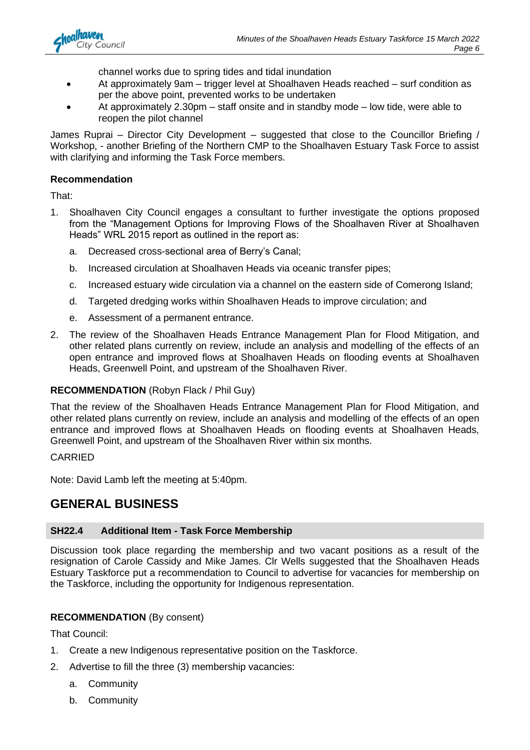channel works due to spring tides and tidal inundation

- At approximately 9am – trigger level at Shoalhaven Heads reached – surf condition as per the above point, prevented works to be undertaken
- At approximately 2.30pm – staff onsite and in standby mode – low tide, were able to reopen the pilot channel

James Ruprai – Director City Development – suggested that close to the Councillor Briefing / Workshop, - another Briefing of the Northern CMP to the Shoalhaven Estuary Task Force to assist with clarifying and informing the Task Force members.

**Recommendation**

That:

1. Shoalhaven City Council engages a consultant to further investigate the options proposed from the "Management Options for Improving Flows of the Shoalhaven River at Shoalhaven Heads" WRL 2015 report as outlined in the report as:
   a. Decreased cross-sectional area of Berry's Canal;
   b. Increased circulation at Shoalhaven Heads via oceanic transfer pipes;
   c. Increased estuary wide circulation via a channel on the eastern side of Comerong Island;
   d. Targeted dredging works within Shoalhaven Heads to improve circulation; and
   e. Assessment of a permanent entrance.
2. The review of the Shoalhaven Heads Entrance Management Plan for Flood Mitigation, and other related plans currently on review, include an analysis and modelling of the effects of an open entrance and improved flows at Shoalhaven Heads on flooding events at Shoalhaven Heads, Greenwell Point, and upstream of the Shoalhaven River.

**RECOMMENDATION** (Robyn Flack / Phil Guy)

That the review of the Shoalhaven Heads Entrance Management Plan for Flood Mitigation, and other related plans currently on review, include an analysis and modelling of the effects of an open entrance and improved flows at Shoalhaven Heads on flooding events at Shoalhaven Heads, Greenwell Point, and upstream of the Shoalhaven River within six months.

CARRIED

Note: David Lamb left the meeting at 5:40pm.

# GENERAL BUSINESS

### SH22.4 Additional Item - Task Force Membership

Discussion took place regarding the membership and two vacant positions as a result of the resignation of Carole Cassidy and Mike James. Clr Wells suggested that the Shoalhaven Heads Estuary Taskforce put a recommendation to Council to advertise for vacancies for membership on the Taskforce, including the opportunity for Indigenous representation.

**RECOMMENDATION** (By consent)

That Council:

1. Create a new Indigenous representative position on the Taskforce.
2. Advertise to fill the three (3) membership vacancies:
   a. Community
   b. Community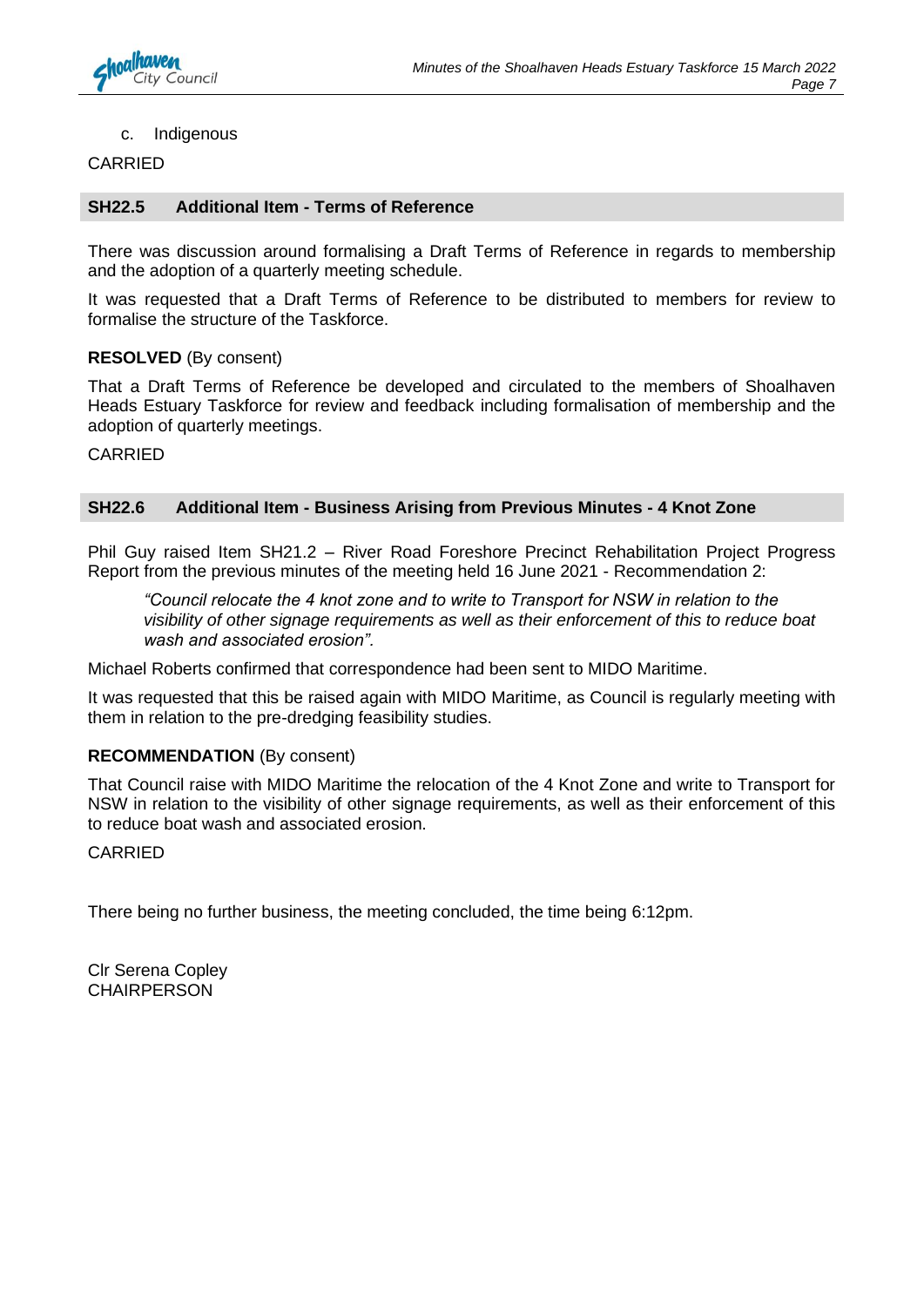c. Indigenous

CARRIED

### SH22.5 Additional Item - Terms of Reference

There was discussion around formalising a Draft Terms of Reference in regards to membership and the adoption of a quarterly meeting schedule.

It was requested that a Draft Terms of Reference to be distributed to members for review to formalise the structure of the Taskforce.

**RESOLVED** (By consent)

That a Draft Terms of Reference be developed and circulated to the members of Shoalhaven Heads Estuary Taskforce for review and feedback including formalisation of membership and the adoption of quarterly meetings.

CARRIED

### SH22.6 Additional Item - Business Arising from Previous Minutes - 4 Knot Zone

Phil Guy raised Item SH21.2 – River Road Foreshore Precinct Rehabilitation Project Progress Report from the previous minutes of the meeting held 16 June 2021 - Recommendation 2:

> *"Council relocate the 4 knot zone and to write to Transport for NSW in relation to the visibility of other signage requirements as well as their enforcement of this to reduce boat wash and associated erosion".*

Michael Roberts confirmed that correspondence had been sent to MIDO Maritime.

It was requested that this be raised again with MIDO Maritime, as Council is regularly meeting with them in relation to the pre-dredging feasibility studies.

**RECOMMENDATION** (By consent)

That Council raise with MIDO Maritime the relocation of the 4 Knot Zone and write to Transport for NSW in relation to the visibility of other signage requirements, as well as their enforcement of this to reduce boat wash and associated erosion.

CARRIED

There being no further business, the meeting concluded, the time being 6:12pm.

Clr Serena Copley
CHAIRPERSON